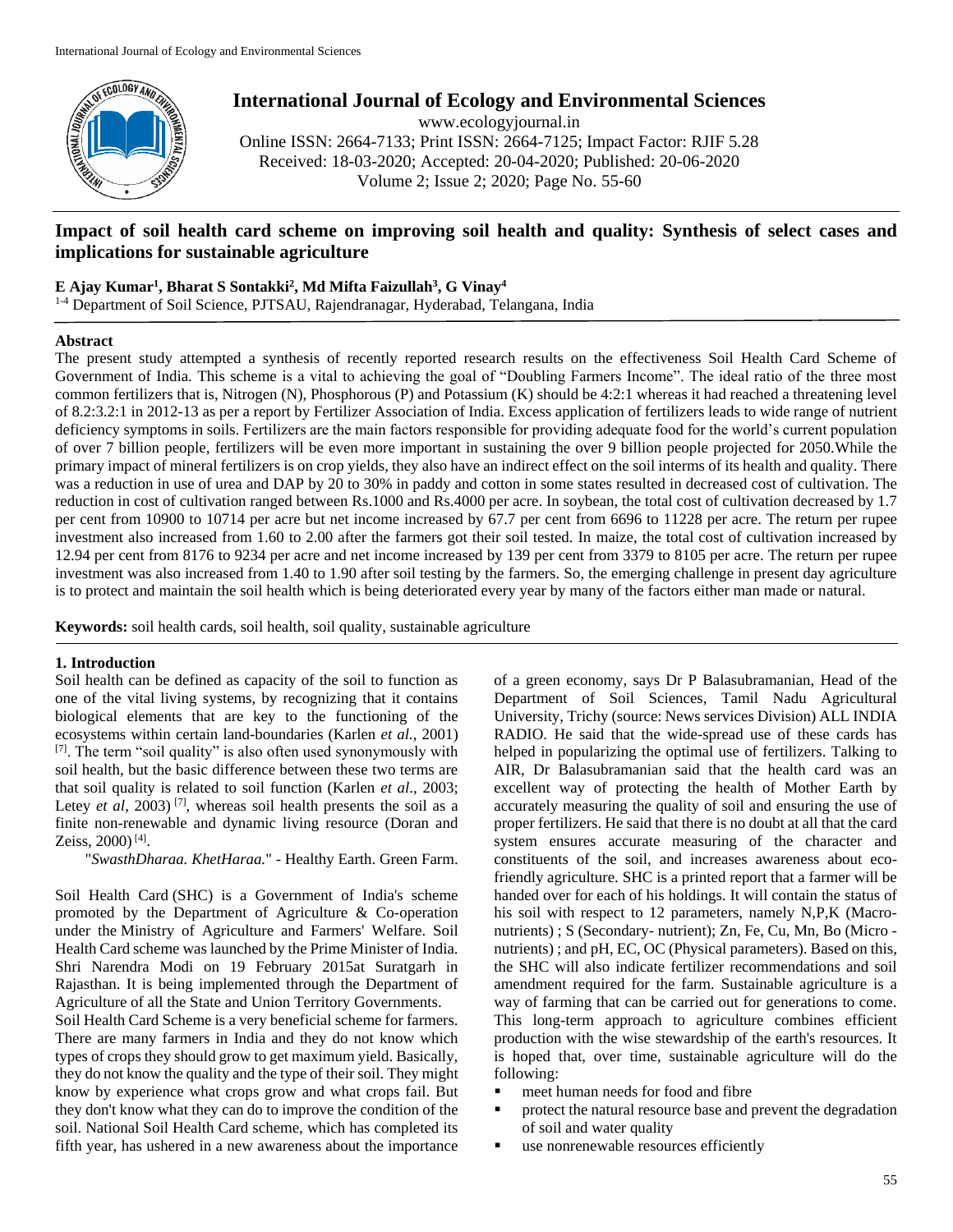# Impact of soil health card scheme on improving soil health and quality: Synthesis of select cases and implications for sustainable agriculture

**E Ajay Kumar[1], Bharat S Sontakki[2], Md Mifta Faizullah[3], G Vinay[4]**

[1-4] Department of Soil Science, PJTSAU, Rajendranagar, Hyderabad, Telangana, India

International Journal of Ecology and Environmental Sciences
www.ecologyjournal.in
Online ISSN: 2664-7133; Print ISSN: 2664-7125; Impact Factor: RJIF 5.28
Received: 18-03-2020; Accepted: 20-04-2020; Published: 20-06-2020
Volume 2; Issue 2; 2020; Page No. 55-60

## Abstract

The present study attempted a synthesis of recently reported research results on the effectiveness Soil Health Card Scheme of Government of India. This scheme is a vital to achieving the goal of "Doubling Farmers Income". The ideal ratio of the three most common fertilizers that is, Nitrogen (N), Phosphorous (P) and Potassium (K) should be 4:2:1 whereas it had reached a threatening level of 8.2:3.2:1 in 2012-13 as per a report by Fertilizer Association of India. Excess application of fertilizers leads to wide range of nutrient deficiency symptoms in soils. Fertilizers are the main factors responsible for providing adequate food for the world's current population of over 7 billion people, fertilizers will be even more important in sustaining the over 9 billion people projected for 2050.While the primary impact of mineral fertilizers is on crop yields, they also have an indirect effect on the soil interms of its health and quality. There was a reduction in use of urea and DAP by 20 to 30% in paddy and cotton in some states resulted in decreased cost of cultivation. The reduction in cost of cultivation ranged between Rs.1000 and Rs.4000 per acre. In soybean, the total cost of cultivation decreased by 1.7 per cent from 10900 to 10714 per acre but net income increased by 67.7 per cent from 6696 to 11228 per acre. The return per rupee investment also increased from 1.60 to 2.00 after the farmers got their soil tested. In maize, the total cost of cultivation increased by 12.94 per cent from 8176 to 9234 per acre and net income increased by 139 per cent from 3379 to 8105 per acre. The return per rupee investment was also increased from 1.40 to 1.90 after soil testing by the farmers. So, the emerging challenge in present day agriculture is to protect and maintain the soil health which is being deteriorated every year by many of the factors either man made or natural.

**Keywords:** soil health cards, soil health, soil quality, sustainable agriculture

## 1. Introduction

Soil health can be defined as capacity of the soil to function as one of the vital living systems, by recognizing that it contains biological elements that are key to the functioning of the ecosystems within certain land-boundaries (Karlen *et al.,* 2001) [7]. The term "soil quality" is also often used synonymously with soil health, but the basic difference between these two terms are that soil quality is related to soil function (Karlen *et al*., 2003; Letey *et al*, 2003) [7], whereas soil health presents the soil as a finite non-renewable and dynamic living resource (Doran and Zeiss, 2000) [4].

"*SwasthDharaa. KhetHaraa.*" - Healthy Earth. Green Farm.

Soil Health Card (SHC) is a Government of India's scheme promoted by the Department of Agriculture & Co-operation under the Ministry of Agriculture and Farmers' Welfare. Soil Health Card scheme was launched by the Prime Minister of India. Shri Narendra Modi on 19 February 2015at Suratgarh in Rajasthan. It is being implemented through the Department of Agriculture of all the State and Union Territory Governments.

Soil Health Card Scheme is a very beneficial scheme for farmers. There are many farmers in India and they do not know which types of crops they should grow to get maximum yield. Basically, they do not know the quality and the type of their soil. They might know by experience what crops grow and what crops fail. But they don't know what they can do to improve the condition of the soil. National Soil Health Card scheme, which has completed its fifth year, has ushered in a new awareness about the importance of a green economy, says Dr P Balasubramanian, Head of the Department of Soil Sciences, Tamil Nadu Agricultural University, Trichy (source: News services Division) ALL INDIA RADIO. He said that the wide-spread use of these cards has helped in popularizing the optimal use of fertilizers. Talking to AIR, Dr Balasubramanian said that the health card was an excellent way of protecting the health of Mother Earth by accurately measuring the quality of soil and ensuring the use of proper fertilizers. He said that there is no doubt at all that the card system ensures accurate measuring of the character and constituents of the soil, and increases awareness about eco-friendly agriculture. SHC is a printed report that a farmer will be handed over for each of his holdings. It will contain the status of his soil with respect to 12 parameters, namely N,P,K (Macro-nutrients) ; S (Secondary- nutrient); Zn, Fe, Cu, Mn, Bo (Micro - nutrients) ; and pH, EC, OC (Physical parameters). Based on this, the SHC will also indicate fertilizer recommendations and soil amendment required for the farm. Sustainable agriculture is a way of farming that can be carried out for generations to come. This long-term approach to agriculture combines efficient production with the wise stewardship of the earth's resources. It is hoped that, over time, sustainable agriculture will do the following:

- meet human needs for food and fibre
- protect the natural resource base and prevent the degradation of soil and water quality
- use nonrenewable resources efficiently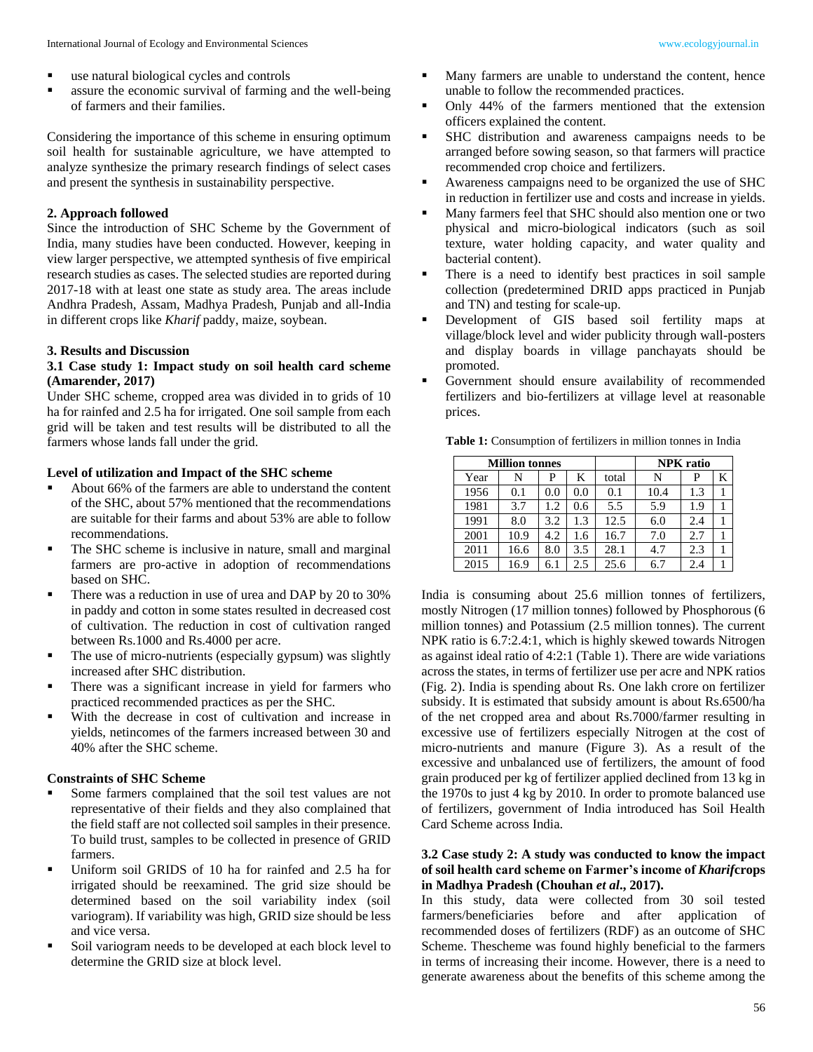- use natural biological cycles and controls
- assure the economic survival of farming and the well-being of farmers and their families.

Considering the importance of this scheme in ensuring optimum soil health for sustainable agriculture, we have attempted to analyze synthesize the primary research findings of select cases and present the synthesis in sustainability perspective.

## 2. Approach followed

Since the introduction of SHC Scheme by the Government of India, many studies have been conducted. However, keeping in view larger perspective, we attempted synthesis of five empirical research studies as cases. The selected studies are reported during 2017-18 with at least one state as study area. The areas include Andhra Pradesh, Assam, Madhya Pradesh, Punjab and all-India in different crops like *Kharif* paddy, maize, soybean.

## 3. Results and Discussion

### 3.1 Case study 1: Impact study on soil health card scheme (Amarender, 2017)

Under SHC scheme, cropped area was divided in to grids of 10 ha for rainfed and 2.5 ha for irrigated. One soil sample from each grid will be taken and test results will be distributed to all the farmers whose lands fall under the grid.

**Level of utilization and Impact of the SHC scheme**

- About 66% of the farmers are able to understand the content of the SHC, about 57% mentioned that the recommendations are suitable for their farms and about 53% are able to follow recommendations.
- The SHC scheme is inclusive in nature, small and marginal farmers are pro-active in adoption of recommendations based on SHC.
- There was a reduction in use of urea and DAP by 20 to 30% in paddy and cotton in some states resulted in decreased cost of cultivation. The reduction in cost of cultivation ranged between Rs.1000 and Rs.4000 per acre.
- The use of micro-nutrients (especially gypsum) was slightly increased after SHC distribution.
- There was a significant increase in yield for farmers who practiced recommended practices as per the SHC.
- With the decrease in cost of cultivation and increase in yields, netincomes of the farmers increased between 30 and 40% after the SHC scheme.

**Constraints of SHC Scheme**

- Some farmers complained that the soil test values are not representative of their fields and they also complained that the field staff are not collected soil samples in their presence. To build trust, samples to be collected in presence of GRID farmers.
- Uniform soil GRIDS of 10 ha for rainfed and 2.5 ha for irrigated should be reexamined. The grid size should be determined based on the soil variability index (soil variogram). If variability was high, GRID size should be less and vice versa.
- Soil variogram needs to be developed at each block level to determine the GRID size at block level.
- Many farmers are unable to understand the content, hence unable to follow the recommended practices.
- Only 44% of the farmers mentioned that the extension officers explained the content.
- SHC distribution and awareness campaigns needs to be arranged before sowing season, so that farmers will practice recommended crop choice and fertilizers.
- Awareness campaigns need to be organized the use of SHC in reduction in fertilizer use and costs and increase in yields.
- Many farmers feel that SHC should also mention one or two physical and micro-biological indicators (such as soil texture, water holding capacity, and water quality and bacterial content).
- There is a need to identify best practices in soil sample collection (predetermined DRID apps practiced in Punjab and TN) and testing for scale-up.
- Development of GIS based soil fertility maps at village/block level and wider publicity through wall-posters and display boards in village panchayats should be promoted.
- Government should ensure availability of recommended fertilizers and bio-fertilizers at village level at reasonable prices.

**Table 1:** Consumption of fertilizers in million tonnes in India

| Million tonnes | | | | | NPK ratio | | |
|---|---|---|---|---|---|---|---|
| Year | N | P | K | total | N | P | K |
| 1956 | 0.1 | 0.0 | 0.0 | 0.1 | 10.4 | 1.3 | 1 |
| 1981 | 3.7 | 1.2 | 0.6 | 5.5 | 5.9 | 1.9 | 1 |
| 1991 | 8.0 | 3.2 | 1.3 | 12.5 | 6.0 | 2.4 | 1 |
| 2001 | 10.9 | 4.2 | 1.6 | 16.7 | 7.0 | 2.7 | 1 |
| 2011 | 16.6 | 8.0 | 3.5 | 28.1 | 4.7 | 2.3 | 1 |
| 2015 | 16.9 | 6.1 | 2.5 | 25.6 | 6.7 | 2.4 | 1 |

India is consuming about 25.6 million tonnes of fertilizers, mostly Nitrogen (17 million tonnes) followed by Phosphorous (6 million tonnes) and Potassium (2.5 million tonnes). The current NPK ratio is 6.7:2.4:1, which is highly skewed towards Nitrogen as against ideal ratio of 4:2:1 (Table 1). There are wide variations across the states, in terms of fertilizer use per acre and NPK ratios (Fig. 2). India is spending about Rs. One lakh crore on fertilizer subsidy. It is estimated that subsidy amount is about Rs.6500/ha of the net cropped area and about Rs.7000/farmer resulting in excessive use of fertilizers especially Nitrogen at the cost of micro-nutrients and manure (Figure 3). As a result of the excessive and unbalanced use of fertilizers, the amount of food grain produced per kg of fertilizer applied declined from 13 kg in the 1970s to just 4 kg by 2010. In order to promote balanced use of fertilizers, government of India introduced has Soil Health Card Scheme across India.

### 3.2 Case study 2: A study was conducted to know the impact of soil health card scheme on Farmer's income of *Kharif*crops in Madhya Pradesh (Chouhan *et al*., 2017).

In this study, data were collected from 30 soil tested farmers/beneficiaries before and after application of recommended doses of fertilizers (RDF) as an outcome of SHC Scheme. Thescheme was found highly beneficial to the farmers in terms of increasing their income. However, there is a need to generate awareness about the benefits of this scheme among the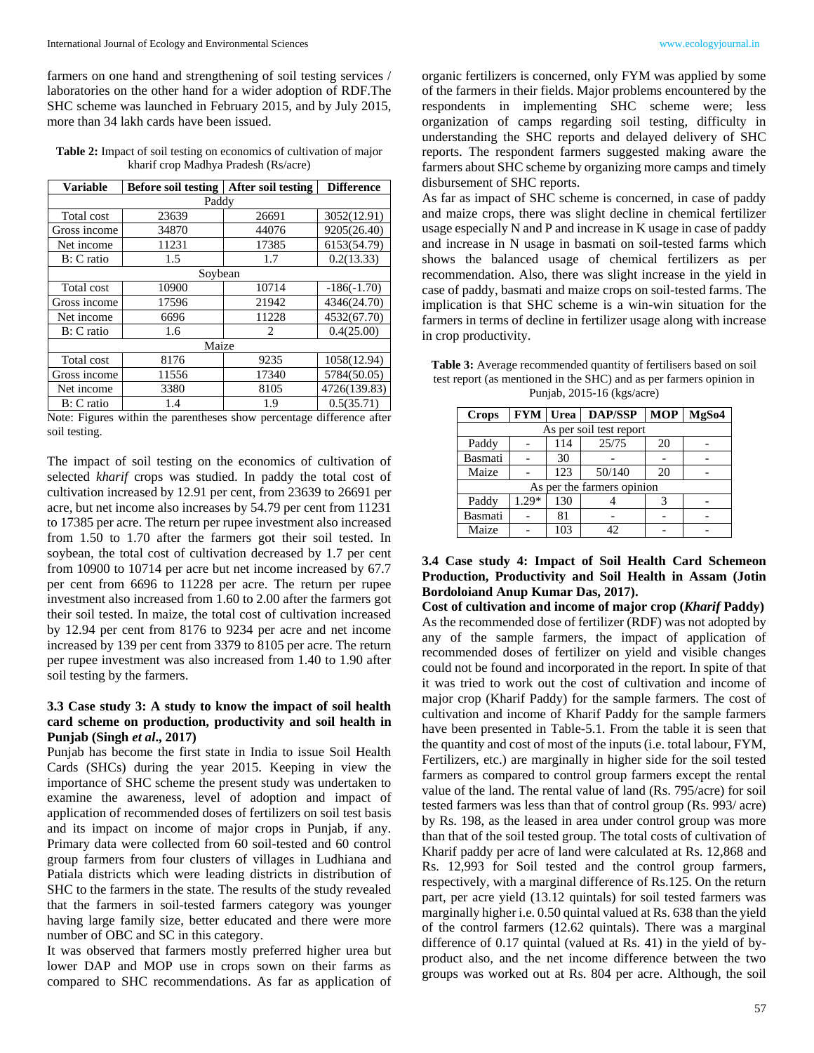farmers on one hand and strengthening of soil testing services / laboratories on the other hand for a wider adoption of RDF.The SHC scheme was launched in February 2015, and by July 2015, more than 34 lakh cards have been issued.

**Table 2:** Impact of soil testing on economics of cultivation of major kharif crop Madhya Pradesh (Rs/acre)

| Variable | Before soil testing | After soil testing | Difference |
|---|---|---|---|
| Paddy | | | |
| Total cost | 23639 | 26691 | 3052(12.91) |
| Gross income | 34870 | 44076 | 9205(26.40) |
| Net income | 11231 | 17385 | 6153(54.79) |
| B: C ratio | 1.5 | 1.7 | 0.2(13.33) |
| Soybean | | | |
| Total cost | 10900 | 10714 | -186(-1.70) |
| Gross income | 17596 | 21942 | 4346(24.70) |
| Net income | 6696 | 11228 | 4532(67.70) |
| B: C ratio | 1.6 | 2 | 0.4(25.00) |
| Maize | | | |
| Total cost | 8176 | 9235 | 1058(12.94) |
| Gross income | 11556 | 17340 | 5784(50.05) |
| Net income | 3380 | 8105 | 4726(139.83) |
| B: C ratio | 1.4 | 1.9 | 0.5(35.71) |

Note: Figures within the parentheses show percentage difference after soil testing.

The impact of soil testing on the economics of cultivation of selected *kharif* crops was studied. In paddy the total cost of cultivation increased by 12.91 per cent, from 23639 to 26691 per acre, but net income also increases by 54.79 per cent from 11231 to 17385 per acre. The return per rupee investment also increased from 1.50 to 1.70 after the farmers got their soil tested. In soybean, the total cost of cultivation decreased by 1.7 per cent from 10900 to 10714 per acre but net income increased by 67.7 per cent from 6696 to 11228 per acre. The return per rupee investment also increased from 1.60 to 2.00 after the farmers got their soil tested. In maize, the total cost of cultivation increased by 12.94 per cent from 8176 to 9234 per acre and net income increased by 139 per cent from 3379 to 8105 per acre. The return per rupee investment was also increased from 1.40 to 1.90 after soil testing by the farmers.

### 3.3 Case study 3: A study to know the impact of soil health card scheme on production, productivity and soil health in Punjab (Singh *et al*., 2017)

Punjab has become the first state in India to issue Soil Health Cards (SHCs) during the year 2015. Keeping in view the importance of SHC scheme the present study was undertaken to examine the awareness, level of adoption and impact of application of recommended doses of fertilizers on soil test basis and its impact on income of major crops in Punjab, if any. Primary data were collected from 60 soil-tested and 60 control group farmers from four clusters of villages in Ludhiana and Patiala districts which were leading districts in distribution of SHC to the farmers in the state. The results of the study revealed that the farmers in soil-tested farmers category was younger having large family size, better educated and there were more number of OBC and SC in this category.

It was observed that farmers mostly preferred higher urea but lower DAP and MOP use in crops sown on their farms as compared to SHC recommendations. As far as application of organic fertilizers is concerned, only FYM was applied by some of the farmers in their fields. Major problems encountered by the respondents in implementing SHC scheme were; less organization of camps regarding soil testing, difficulty in understanding the SHC reports and delayed delivery of SHC reports. The respondent farmers suggested making aware the farmers about SHC scheme by organizing more camps and timely disbursement of SHC reports.

As far as impact of SHC scheme is concerned, in case of paddy and maize crops, there was slight decline in chemical fertilizer usage especially N and P and increase in K usage in case of paddy and increase in N usage in basmati on soil-tested farms which shows the balanced usage of chemical fertilizers as per recommendation. Also, there was slight increase in the yield in case of paddy, basmati and maize crops on soil-tested farms. The implication is that SHC scheme is a win-win situation for the farmers in terms of decline in fertilizer usage along with increase in crop productivity.

**Table 3:** Average recommended quantity of fertilisers based on soil test report (as mentioned in the SHC) and as per farmers opinion in Punjab, 2015-16 (kgs/acre)

| Crops | FYM | Urea | DAP/SSP | MOP | MgSo4 |
|---|---|---|---|---|---|
| As per soil test report | | | | | |
| Paddy | - | 114 | 25/75 | 20 | - |
| Basmati | - | 30 | - | - | - |
| Maize | - | 123 | 50/140 | 20 | - |
| As per the farmers opinion | | | | | |
| Paddy | 1.29* | 130 | 4 | 3 | - |
| Basmati | - | 81 | - | - | - |
| Maize | - | 103 | 42 | - | - |

### 3.4 Case study 4: Impact of Soil Health Card Schemeon Production, Productivity and Soil Health in Assam (Jotin Bordoloiand Anup Kumar Das, 2017).

**Cost of cultivation and income of major crop (*Kharif* Paddy)**

As the recommended dose of fertilizer (RDF) was not adopted by any of the sample farmers, the impact of application of recommended doses of fertilizer on yield and visible changes could not be found and incorporated in the report. In spite of that it was tried to work out the cost of cultivation and income of major crop (Kharif Paddy) for the sample farmers. The cost of cultivation and income of Kharif paddy for the sample farmers have been presented in Table-5.1. From the table it is seen that the quantity and cost of most of the inputs (i.e. total labour, FYM, Fertilizers, etc.) are marginally in higher side for the soil tested farmers as compared to control group farmers except the rental value of the land. The rental value of land (Rs. 795/acre) for soil tested farmers was less than that of control group (Rs. 993/ acre) by Rs. 198, as the leased in area under control group was more than that of the soil tested group. The total costs of cultivation of Kharif paddy per acre of land were calculated at Rs. 12,868 and Rs. 12,993 for Soil tested and the control group farmers, respectively, with a marginal difference of Rs.125. On the return part, per acre yield (13.12 quintals) for soil tested farmers was marginally higher i.e. 0.50 quintal valued at Rs. 638 than the yield of the control farmers (12.62 quintals). There was a marginal difference of 0.17 quintal (valued at Rs. 41) in the yield of by-product also, and the net income difference between the two groups was worked out at Rs. 804 per acre. Although, the soil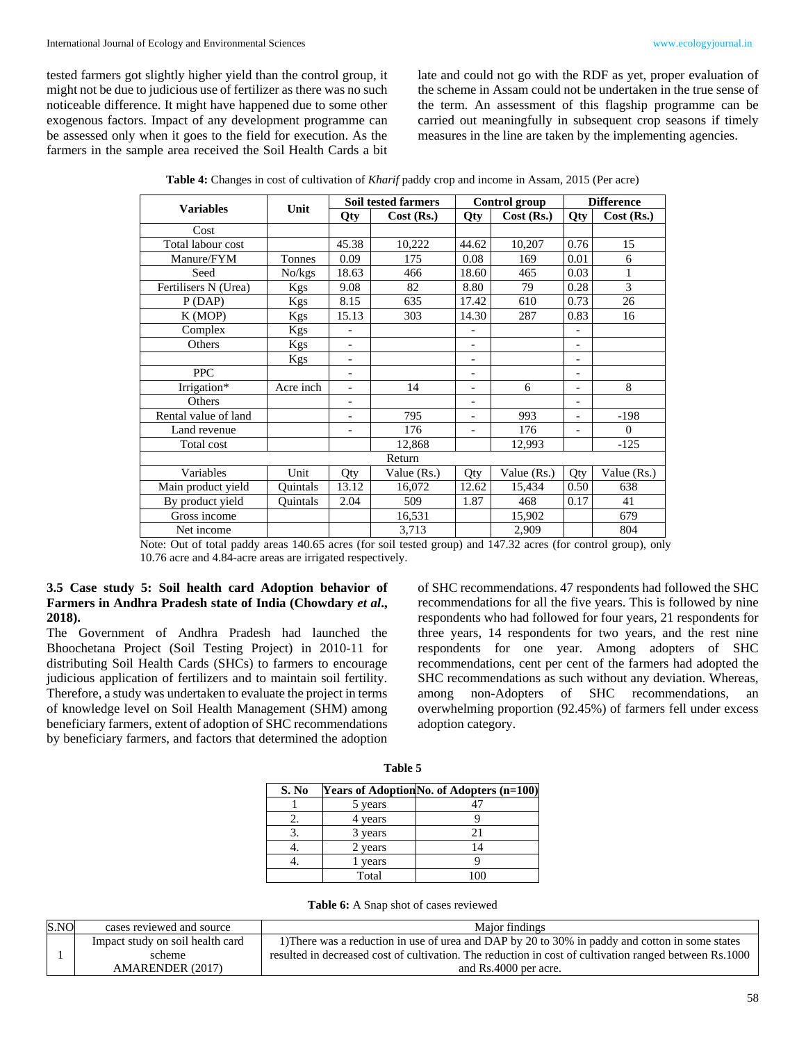tested farmers got slightly higher yield than the control group, it might not be due to judicious use of fertilizer as there was no such noticeable difference. It might have happened due to some other exogenous factors. Impact of any development programme can be assessed only when it goes to the field for execution. As the farmers in the sample area received the Soil Health Cards a bit late and could not go with the RDF as yet, proper evaluation of the scheme in Assam could not be undertaken in the true sense of the term. An assessment of this flagship programme can be carried out meaningfully in subsequent crop seasons if timely measures in the line are taken by the implementing agencies.

**Table 4:** Changes in cost of cultivation of *Kharif* paddy crop and income in Assam, 2015 (Per acre)

| **Variables** | **Unit** | **Soil tested farmers** | | **Control group** | | **Difference** | |
|---|---|---|---|---|---|---|---|
| | | **Qty** | **Cost (Rs.)** | **Qty** | **Cost (Rs.)** | **Qty** | **Cost (Rs.)** |
| Cost | | | | | | | |
| Total labour cost | | 45.38 | 10,222 | 44.62 | 10,207 | 0.76 | 15 |
| Manure/FYM | Tonnes | 0.09 | 175 | 0.08 | 169 | 0.01 | 6 |
| Seed | No/kgs | 18.63 | 466 | 18.60 | 465 | 0.03 | 1 |
| Fertilisers N (Urea) | Kgs | 9.08 | 82 | 8.80 | 79 | 0.28 | 3 |
| P (DAP) | Kgs | 8.15 | 635 | 17.42 | 610 | 0.73 | 26 |
| K (MOP) | Kgs | 15.13 | 303 | 14.30 | 287 | 0.83 | 16 |
| Complex | Kgs | - | | - | | - | |
| Others | Kgs | - | | - | | - | |
| | Kgs | - | | - | | - | |
| PPC | | - | | - | | - | |
| Irrigation* | Acre inch | - | 14 | - | 6 | - | 8 |
| Others | | - | | - | | - | |
| Rental value of land | | - | 795 | - | 993 | - | -198 |
| Land revenue | | - | 176 | - | 176 | - | 0 |
| Total cost | | | 12,868 | | 12,993 | | -125 |
| Return | | | | | | | |
| Variables | Unit | Qty | Value (Rs.) | Qty | Value (Rs.) | Qty | Value (Rs.) |
| Main product yield | Quintals | 13.12 | 16,072 | 12.62 | 15,434 | 0.50 | 638 |
| By product yield | Quintals | 2.04 | 509 | 1.87 | 468 | 0.17 | 41 |
| Gross income | | | 16,531 | | 15,902 | | 679 |
| Net income | | | 3,713 | | 2,909 | | 804 |

Note: Out of total paddy areas 140.65 acres (for soil tested group) and 147.32 acres (for control group), only 10.76 acre and 4.84-acre areas are irrigated respectively.

### 3.5 Case study 5: Soil health card Adoption behavior of Farmers in Andhra Pradesh state of India (Chowdary *et al.*, 2018).

The Government of Andhra Pradesh had launched the Bhoochetana Project (Soil Testing Project) in 2010-11 for distributing Soil Health Cards (SHCs) to farmers to encourage judicious application of fertilizers and to maintain soil fertility. Therefore, a study was undertaken to evaluate the project in terms of knowledge level on Soil Health Management (SHM) among beneficiary farmers, extent of adoption of SHC recommendations by beneficiary farmers, and factors that determined the adoption of SHC recommendations. 47 respondents had followed the SHC recommendations for all the five years. This is followed by nine respondents who had followed for four years, 21 respondents for three years, 14 respondents for two years, and the rest nine respondents for one year. Among adopters of SHC recommendations, cent per cent of the farmers had adopted the SHC recommendations as such without any deviation. Whereas, among non-Adopters of SHC recommendations, an overwhelming proportion (92.45%) of farmers fell under excess adoption category.

**Table 5**

| S. No | Years of Adoption | No. of Adopters (n=100) |
|---|---|---|
| 1 | 5 years | 47 |
| 2. | 4 years | 9 |
| 3. | 3 years | 21 |
| 4. | 2 years | 14 |
| 4. | 1 years | 9 |
| | Total | 100 |

**Table 6:** A Snap shot of cases reviewed

| S.NO | cases reviewed and source | Major findings |
|---|---|---|
| 1 | Impact study on soil health card scheme AMARENDER (2017) | 1)There was a reduction in use of urea and DAP by 20 to 30% in paddy and cotton in some states resulted in decreased cost of cultivation. The reduction in cost of cultivation ranged between Rs.1000 and Rs.4000 per acre. |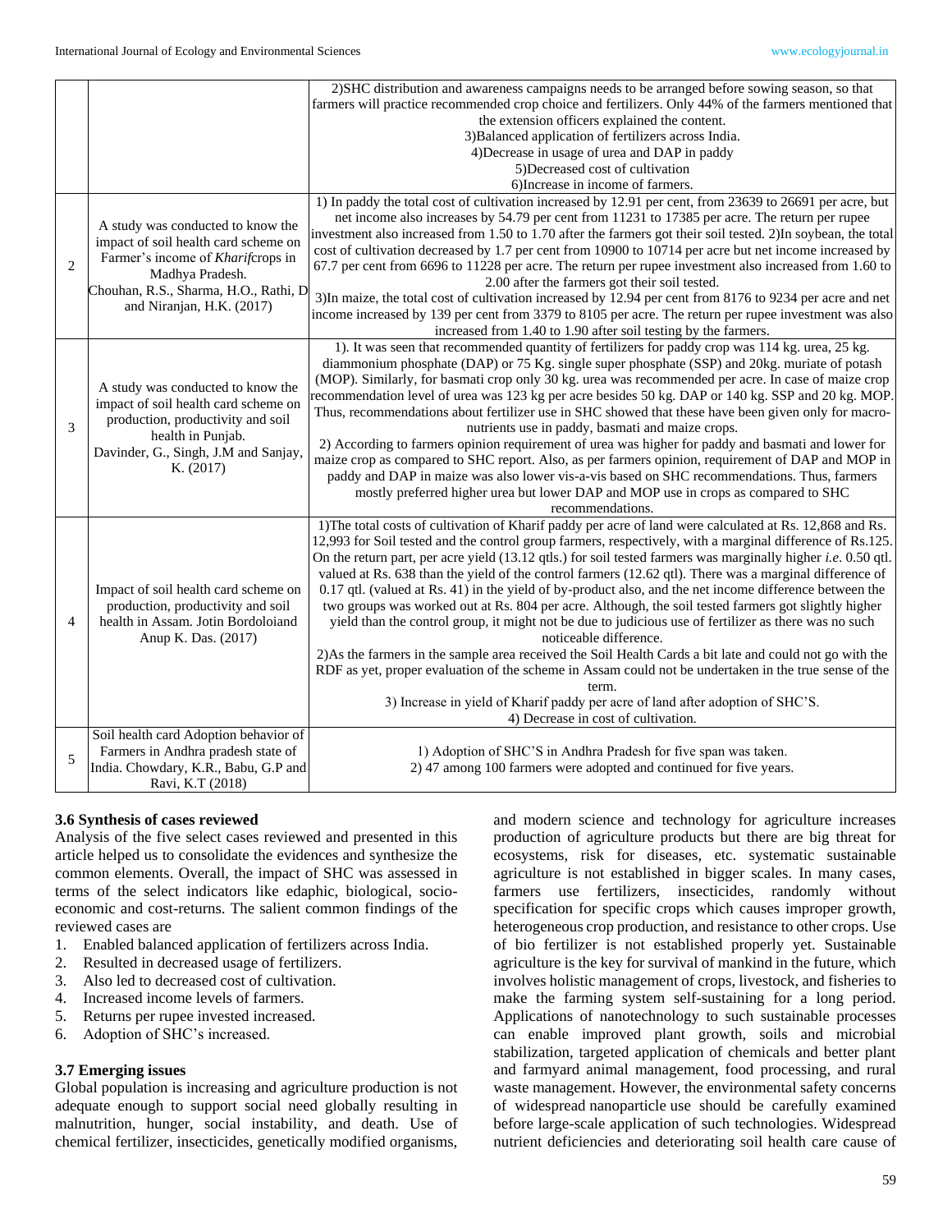| | | |
|---|---|---|
| | | 2)SHC distribution and awareness campaigns needs to be arranged before sowing season, so that farmers will practice recommended crop choice and fertilizers. Only 44% of the farmers mentioned that the extension officers explained the content.<br>3)Balanced application of fertilizers across India.<br>4)Decrease in usage of urea and DAP in paddy<br>5)Decreased cost of cultivation<br>6)Increase in income of farmers. |
| 2 | A study was conducted to know the impact of soil health card scheme on Farmer's income of *Kharif*crops in Madhya Pradesh.<br>Chouhan, R.S., Sharma, H.O., Rathi, D and Niranjan, H.K. (2017) | 1) In paddy the total cost of cultivation increased by 12.91 per cent, from 23639 to 26691 per acre, but net income also increases by 54.79 per cent from 11231 to 17385 per acre. The return per rupee investment also increased from 1.50 to 1.70 after the farmers got their soil tested. 2)In soybean, the total cost of cultivation decreased by 1.7 per cent from 10900 to 10714 per acre but net income increased by 67.7 per cent from 6696 to 11228 per acre. The return per rupee investment also increased from 1.60 to 2.00 after the farmers got their soil tested.<br>3)In maize, the total cost of cultivation increased by 12.94 per cent from 8176 to 9234 per acre and net income increased by 139 per cent from 3379 to 8105 per acre. The return per rupee investment was also increased from 1.40 to 1.90 after soil testing by the farmers. |
| 3 | A study was conducted to know the impact of soil health card scheme on production, productivity and soil health in Punjab.<br>Davinder, G., Singh, J.M and Sanjay, K. (2017) | 1). It was seen that recommended quantity of fertilizers for paddy crop was 114 kg. urea, 25 kg. diammonium phosphate (DAP) or 75 Kg. single super phosphate (SSP) and 20kg. muriate of potash (MOP). Similarly, for basmati crop only 30 kg. urea was recommended per acre. In case of maize crop recommendation level of urea was 123 kg per acre besides 50 kg. DAP or 140 kg. SSP and 20 kg. MOP. Thus, recommendations about fertilizer use in SHC showed that these have been given only for macro-nutrients use in paddy, basmati and maize crops.<br>2) According to farmers opinion requirement of urea was higher for paddy and basmati and lower for maize crop as compared to SHC report. Also, as per farmers opinion, requirement of DAP and MOP in paddy and DAP in maize was also lower vis-a-vis based on SHC recommendations. Thus, farmers mostly preferred higher urea but lower DAP and MOP use in crops as compared to SHC recommendations. |
| 4 | Impact of soil health card scheme on production, productivity and soil health in Assam. Jotin Bordoloiand Anup K. Das. (2017) | 1)The total costs of cultivation of Kharif paddy per acre of land were calculated at Rs. 12,868 and Rs. 12,993 for Soil tested and the control group farmers, respectively, with a marginal difference of Rs.125. On the return part, per acre yield (13.12 qtls.) for soil tested farmers was marginally higher *i.e.* 0.50 qtl. valued at Rs. 638 than the yield of the control farmers (12.62 qtl). There was a marginal difference of 0.17 qtl. (valued at Rs. 41) in the yield of by-product also, and the net income difference between the two groups was worked out at Rs. 804 per acre. Although, the soil tested farmers got slightly higher yield than the control group, it might not be due to judicious use of fertilizer as there was no such noticeable difference.<br>2)As the farmers in the sample area received the Soil Health Cards a bit late and could not go with the RDF as yet, proper evaluation of the scheme in Assam could not be undertaken in the true sense of the term.<br>3) Increase in yield of Kharif paddy per acre of land after adoption of SHC'S.<br>4) Decrease in cost of cultivation. |
| 5 | Soil health card Adoption behavior of Farmers in Andhra pradesh state of India. Chowdary, K.R., Babu, G.P and Ravi, K.T (2018) | 1) Adoption of SHC'S in Andhra Pradesh for five span was taken.<br>2) 47 among 100 farmers were adopted and continued for five years. |

### 3.6 Synthesis of cases reviewed

Analysis of the five select cases reviewed and presented in this article helped us to consolidate the evidences and synthesize the common elements. Overall, the impact of SHC was assessed in terms of the select indicators like edaphic, biological, socio-economic and cost-returns. The salient common findings of the reviewed cases are

1. Enabled balanced application of fertilizers across India.
2. Resulted in decreased usage of fertilizers.
3. Also led to decreased cost of cultivation.
4. Increased income levels of farmers.
5. Returns per rupee invested increased.
6. Adoption of SHC's increased.

### 3.7 Emerging issues

Global population is increasing and agriculture production is not adequate enough to support social need globally resulting in malnutrition, hunger, social instability, and death. Use of chemical fertilizer, insecticides, genetically modified organisms, and modern science and technology for agriculture increases production of agriculture products but there are big threat for ecosystems, risk for diseases, etc. systematic sustainable agriculture is not established in bigger scales. In many cases, farmers use fertilizers, insecticides, randomly without specification for specific crops which causes improper growth, heterogeneous crop production, and resistance to other crops. Use of bio fertilizer is not established properly yet. Sustainable agriculture is the key for survival of mankind in the future, which involves holistic management of crops, livestock, and fisheries to make the farming system self-sustaining for a long period. Applications of nanotechnology to such sustainable processes can enable improved plant growth, soils and microbial stabilization, targeted application of chemicals and better plant and farmyard animal management, food processing, and rural waste management. However, the environmental safety concerns of widespread nanoparticle use should be carefully examined before large-scale application of such technologies. Widespread nutrient deficiencies and deteriorating soil health care cause of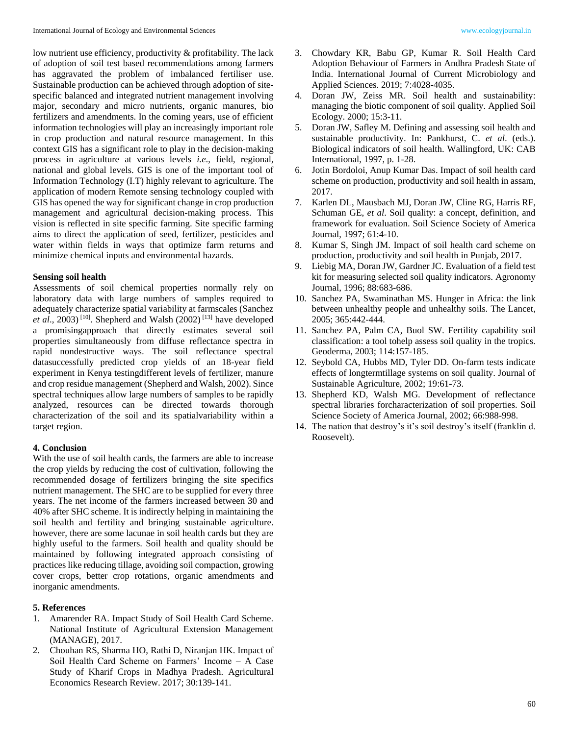low nutrient use efficiency, productivity & profitability. The lack of adoption of soil test based recommendations among farmers has aggravated the problem of imbalanced fertiliser use. Sustainable production can be achieved through adoption of site-specific balanced and integrated nutrient management involving major, secondary and micro nutrients, organic manures, bio fertilizers and amendments. In the coming years, use of efficient information technologies will play an increasingly important role in crop production and natural resource management. In this context GIS has a significant role to play in the decision-making process in agriculture at various levels *i.e*., field, regional, national and global levels. GIS is one of the important tool of Information Technology (I.T) highly relevant to agriculture. The application of modern Remote sensing technology coupled with GIS has opened the way for significant change in crop production management and agricultural decision-making process. This vision is reflected in site specific farming. Site specific farming aims to direct the application of seed, fertilizer, pesticides and water within fields in ways that optimize farm returns and minimize chemical inputs and environmental hazards.

### Sensing soil health

Assessments of soil chemical properties normally rely on laboratory data with large numbers of samples required to adequately characterize spatial variability at farmscales (Sanchez *et al*., 2003) [10]. Shepherd and Walsh (2002) [13] have developed a promisingapproach that directly estimates several soil properties simultaneously from diffuse reflectance spectra in rapid nondestructive ways. The soil reflectance spectral datasuccessfully predicted crop yields of an 18-year field experiment in Kenya testingdifferent levels of fertilizer, manure and crop residue management (Shepherd and Walsh, 2002). Since spectral techniques allow large numbers of samples to be rapidly analyzed, resources can be directed towards thorough characterization of the soil and its spatialvariability within a target region.

## 4. Conclusion

With the use of soil health cards, the farmers are able to increase the crop yields by reducing the cost of cultivation, following the recommended dosage of fertilizers bringing the site specifics nutrient management. The SHC are to be supplied for every three years. The net income of the farmers increased between 30 and 40% after SHC scheme. It is indirectly helping in maintaining the soil health and fertility and bringing sustainable agriculture. however, there are some lacunae in soil health cards but they are highly useful to the farmers. Soil health and quality should be maintained by following integrated approach consisting of practices like reducing tillage, avoiding soil compaction, growing cover crops, better crop rotations, organic amendments and inorganic amendments.

## 5. References

1. Amarender RA. Impact Study of Soil Health Card Scheme. National Institute of Agricultural Extension Management (MANAGE), 2017.
2. Chouhan RS, Sharma HO, Rathi D, Niranjan HK. Impact of Soil Health Card Scheme on Farmers' Income – A Case Study of Kharif Crops in Madhya Pradesh. Agricultural Economics Research Review. 2017; 30:139-141.
3. Chowdary KR, Babu GP, Kumar R. Soil Health Card Adoption Behaviour of Farmers in Andhra Pradesh State of India. International Journal of Current Microbiology and Applied Sciences. 2019; 7:4028-4035.
4. Doran JW, Zeiss MR. Soil health and sustainability: managing the biotic component of soil quality. Applied Soil Ecology. 2000; 15:3-11.
5. Doran JW, Safley M. Defining and assessing soil health and sustainable productivity. In: Pankhurst, C. *et al*. (eds.). Biological indicators of soil health. Wallingford, UK: CAB International, 1997, p. 1-28.
6. Jotin Bordoloi, Anup Kumar Das. Impact of soil health card scheme on production, productivity and soil health in assam, 2017.
7. Karlen DL, Mausbach MJ, Doran JW, Cline RG, Harris RF, Schuman GE, *et al*. Soil quality: a concept, definition, and framework for evaluation. Soil Science Society of America Journal, 1997; 61:4-10.
8. Kumar S, Singh JM. Impact of soil health card scheme on production, productivity and soil health in Punjab, 2017.
9. Liebig MA, Doran JW, Gardner JC. Evaluation of a field test kit for measuring selected soil quality indicators. Agronomy Journal, 1996; 88:683-686.
10. Sanchez PA, Swaminathan MS. Hunger in Africa: the link between unhealthy people and unhealthy soils. The Lancet, 2005; 365:442-444.
11. Sanchez PA, Palm CA, Buol SW. Fertility capability soil classification: a tool tohelp assess soil quality in the tropics. Geoderma, 2003; 114:157-185.
12. Seybold CA, Hubbs MD, Tyler DD. On-farm tests indicate effects of longtermtillage systems on soil quality. Journal of Sustainable Agriculture, 2002; 19:61-73.
13. Shepherd KD, Walsh MG. Development of reflectance spectral libraries forcharacterization of soil properties. Soil Science Society of America Journal, 2002; 66:988-998.
14. The nation that destroy's it's soil destroy's itself (franklin d. Roosevelt).